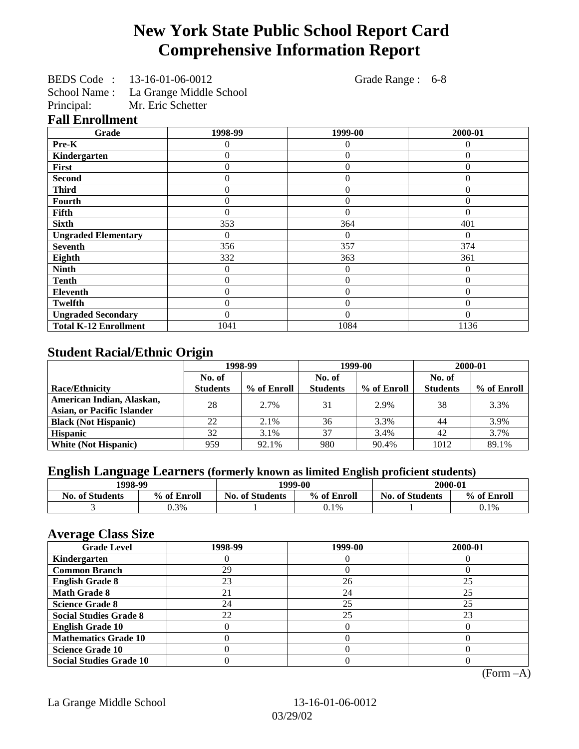# New York State Public School Report Card
# Comprehensive Information Report

BEDS Code : 13-16-01-06-0012 Grade Range : 6-8
School Name : La Grange Middle School
Principal: Mr. Eric Schetter

## Fall Enrollment

| Grade | 1998-99 | 1999-00 | 2000-01 |
|---|---|---|---|
| **Pre-K** | 0 | 0 | 0 |
| **Kindergarten** | 0 | 0 | 0 |
| **First** | 0 | 0 | 0 |
| **Second** | 0 | 0 | 0 |
| **Third** | 0 | 0 | 0 |
| **Fourth** | 0 | 0 | 0 |
| **Fifth** | 0 | 0 | 0 |
| **Sixth** | 353 | 364 | 401 |
| **Ungraded Elementary** | 0 | 0 | 0 |
| **Seventh** | 356 | 357 | 374 |
| **Eighth** | 332 | 363 | 361 |
| **Ninth** | 0 | 0 | 0 |
| **Tenth** | 0 | 0 | 0 |
| **Eleventh** | 0 | 0 | 0 |
| **Twelfth** | 0 | 0 | 0 |
| **Ungraded Secondary** | 0 | 0 | 0 |
| **Total K-12 Enrollment** | 1041 | 1084 | 1136 |

## Student Racial/Ethnic Origin

| | 1998-99 | | 1999-00 | | 2000-01 | |
|---|---|---|---|---|---|---|
| **Race/Ethnicity** | **No. of Students** | **% of Enroll** | **No. of Students** | **% of Enroll** | **No. of Students** | **% of Enroll** |
| **American Indian, Alaskan, Asian, or Pacific Islander** | 28 | 2.7% | 31 | 2.9% | 38 | 3.3% |
| **Black (Not Hispanic)** | 22 | 2.1% | 36 | 3.3% | 44 | 3.9% |
| **Hispanic** | 32 | 3.1% | 37 | 3.4% | 42 | 3.7% |
| **White (Not Hispanic)** | 959 | 92.1% | 980 | 90.4% | 1012 | 89.1% |

## English Language Learners (formerly known as limited English proficient students)

| 1998-99 | | 1999-00 | | 2000-01 | |
|---|---|---|---|---|---|
| **No. of Students** | **% of Enroll** | **No. of Students** | **% of Enroll** | **No. of Students** | **% of Enroll** |
| 3 | 0.3% | 1 | 0.1% | 1 | 0.1% |

## Average Class Size

| Grade Level | 1998-99 | 1999-00 | 2000-01 |
|---|---|---|---|
| **Kindergarten** | 0 | 0 | 0 |
| **Common Branch** | 29 | 0 | 0 |
| **English Grade 8** | 23 | 26 | 25 |
| **Math Grade 8** | 21 | 24 | 25 |
| **Science Grade 8** | 24 | 25 | 25 |
| **Social Studies Grade 8** | 22 | 25 | 23 |
| **English Grade 10** | 0 | 0 | 0 |
| **Mathematics Grade 10** | 0 | 0 | 0 |
| **Science Grade 10** | 0 | 0 | 0 |
| **Social Studies Grade 10** | 0 | 0 | 0 |

(Form –A)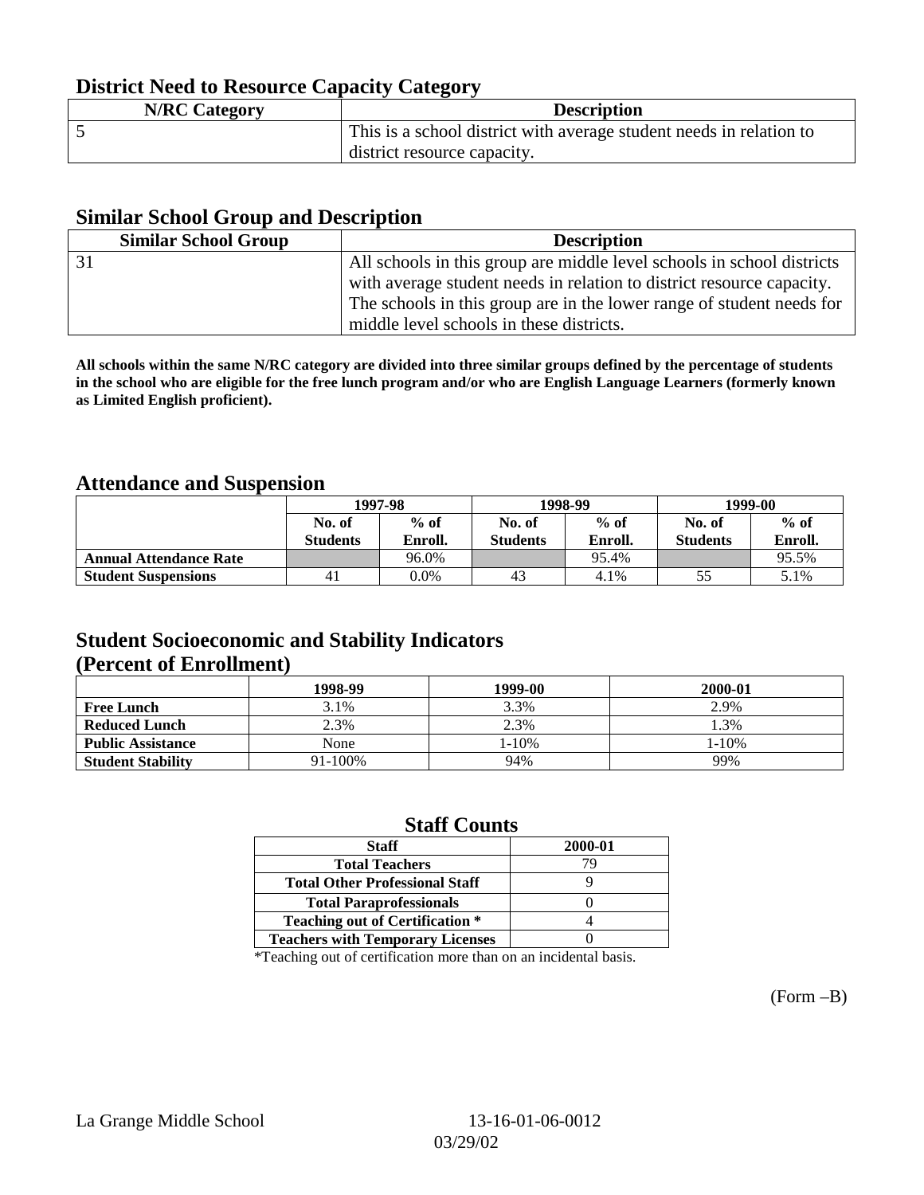## District Need to Resource Capacity Category

| N/RC Category | Description |
|---|---|
| 5 | This is a school district with average student needs in relation to district resource capacity. |

## Similar School Group and Description

| Similar School Group | Description |
|---|---|
| 31 | All schools in this group are middle level schools in school districts with average student needs in relation to district resource capacity. The schools in this group are in the lower range of student needs for middle level schools in these districts. |

**All schools within the same N/RC category are divided into three similar groups defined by the percentage of students in the school who are eligible for the free lunch program and/or who are English Language Learners (formerly known as Limited English proficient).**

## Attendance and Suspension

| | 1997-98 | | 1998-99 | | 1999-00 | |
|---|---|---|---|---|---|---|
| | No. of Students | % of Enroll. | No. of Students | % of Enroll. | No. of Students | % of Enroll. |
| **Annual Attendance Rate** | | 96.0% | | 95.4% | | 95.5% |
| **Student Suspensions** | 41 | 0.0% | 43 | 4.1% | 55 | 5.1% |

## Student Socioeconomic and Stability Indicators (Percent of Enrollment)

| | 1998-99 | 1999-00 | 2000-01 |
|---|---|---|---|
| **Free Lunch** | 3.1% | 3.3% | 2.9% |
| **Reduced Lunch** | 2.3% | 2.3% | 1.3% |
| **Public Assistance** | None | 1-10% | 1-10% |
| **Student Stability** | 91-100% | 94% | 99% |

## Staff Counts

| Staff | 2000-01 |
|---|---|
| Total Teachers | 79 |
| Total Other Professional Staff | 9 |
| Total Paraprofessionals | 0 |
| Teaching out of Certification * | 4 |
| Teachers with Temporary Licenses | 0 |

*Teaching out of certification more than on an incidental basis.

(Form –B)

La Grange Middle School 13-16-01-06-0012
03/29/02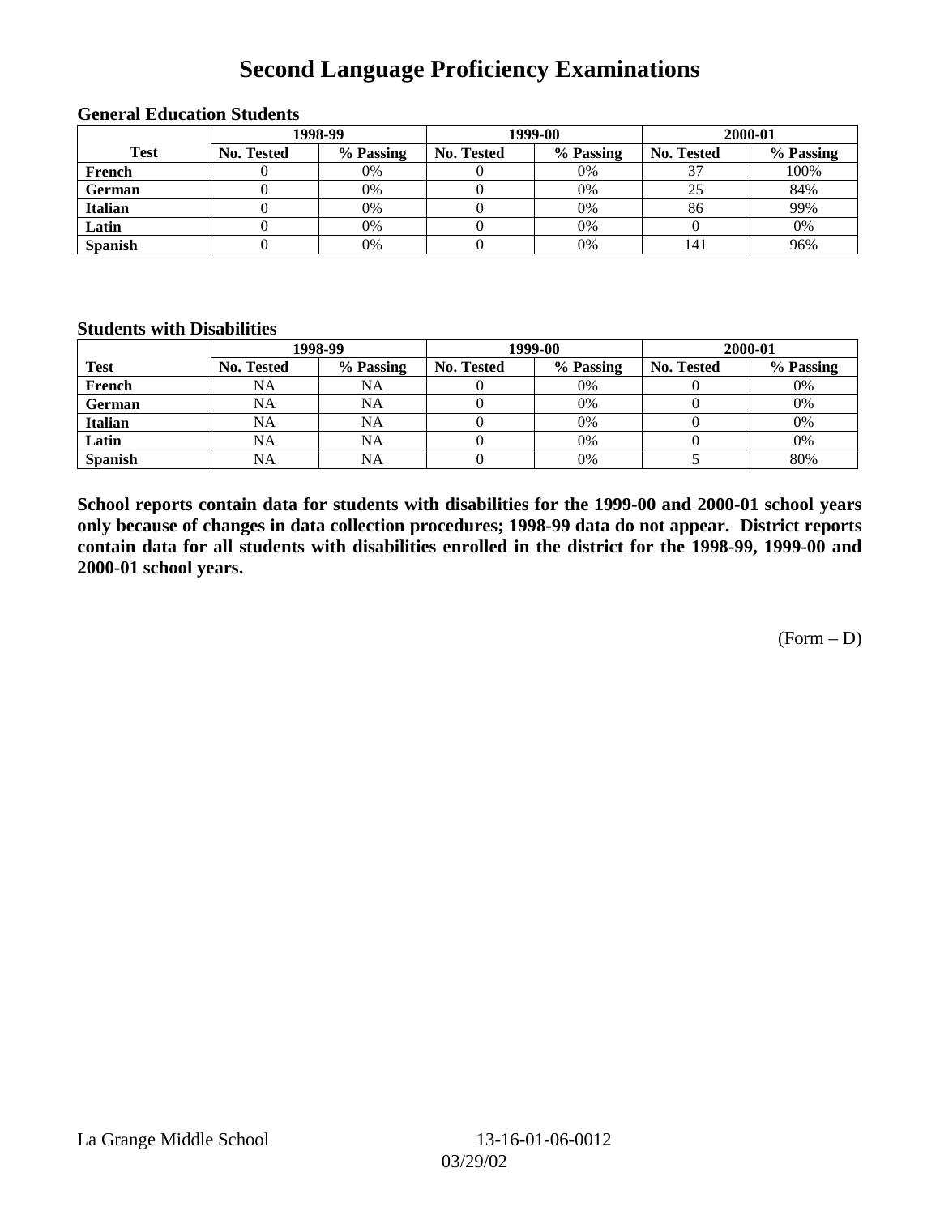# Second Language Proficiency Examinations

### General Education Students

| Test | 1998-99 | | 1999-00 | | 2000-01 | |
|---|---|---|---|---|---|---|
| | No. Tested | % Passing | No. Tested | % Passing | No. Tested | % Passing |
| French | 0 | 0% | 0 | 0% | 37 | 100% |
| German | 0 | 0% | 0 | 0% | 25 | 84% |
| Italian | 0 | 0% | 0 | 0% | 86 | 99% |
| Latin | 0 | 0% | 0 | 0% | 0 | 0% |
| Spanish | 0 | 0% | 0 | 0% | 141 | 96% |

### Students with Disabilities

| Test | 1998-99 | | 1999-00 | | 2000-01 | |
|---|---|---|---|---|---|---|
| | No. Tested | % Passing | No. Tested | % Passing | No. Tested | % Passing |
| French | NA | NA | 0 | 0% | 0 | 0% |
| German | NA | NA | 0 | 0% | 0 | 0% |
| Italian | NA | NA | 0 | 0% | 0 | 0% |
| Latin | NA | NA | 0 | 0% | 0 | 0% |
| Spanish | NA | NA | 0 | 0% | 5 | 80% |

**School reports contain data for students with disabilities for the 1999-00 and 2000-01 school years only because of changes in data collection procedures; 1998-99 data do not appear. District reports contain data for all students with disabilities enrolled in the district for the 1998-99, 1999-00 and 2000-01 school years.**

(Form – D)

La Grange Middle School 13-16-01-06-0012
03/29/02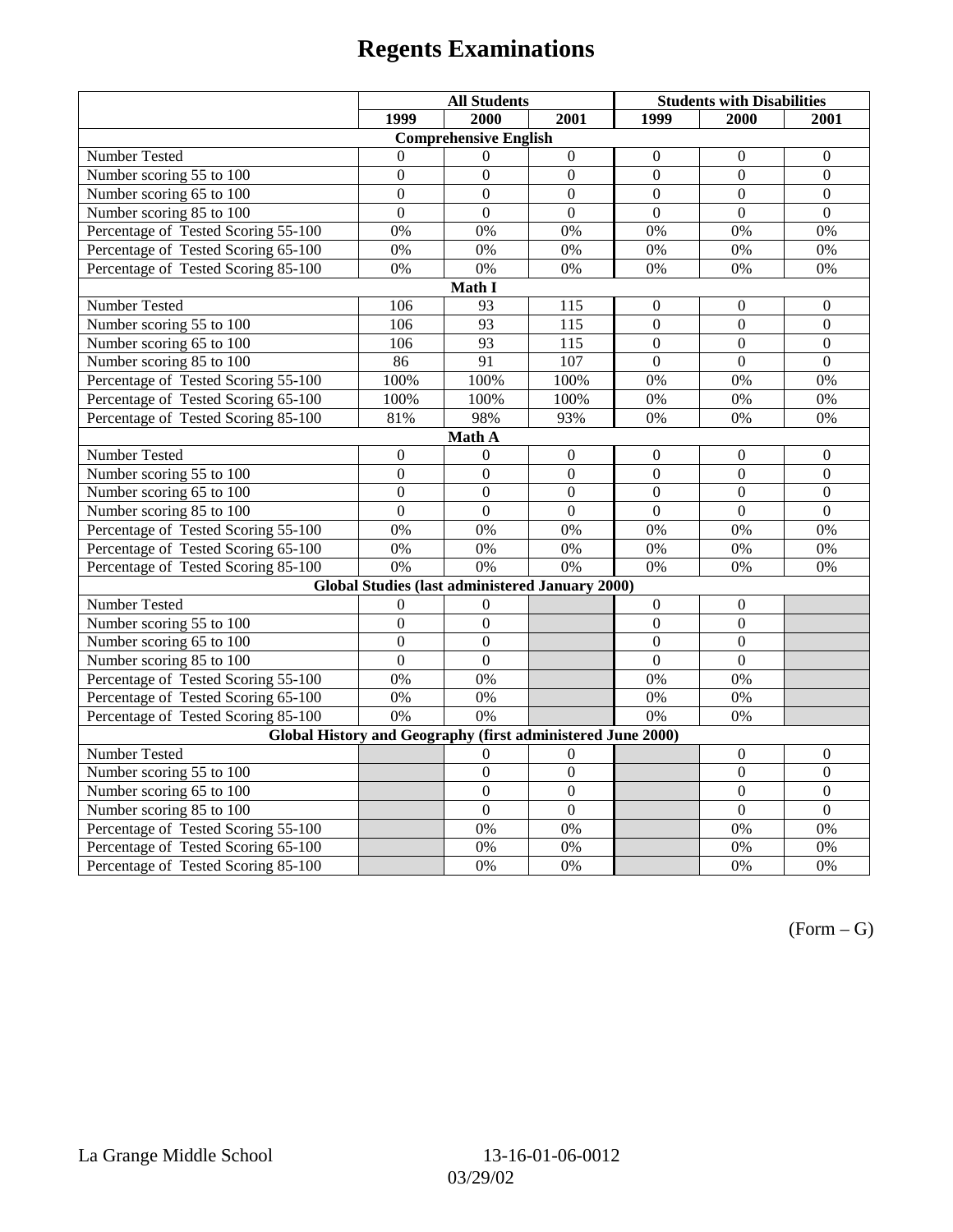# Regents Examinations

| | All Students | | | Students with Disabilities | | |
|---|---|---|---|---|---|---|
| | 1999 | 2000 | 2001 | 1999 | 2000 | 2001 |
| **Comprehensive English** | | | | | | |
| Number Tested | 0 | 0 | 0 | 0 | 0 | 0 |
| Number scoring 55 to 100 | 0 | 0 | 0 | 0 | 0 | 0 |
| Number scoring 65 to 100 | 0 | 0 | 0 | 0 | 0 | 0 |
| Number scoring 85 to 100 | 0 | 0 | 0 | 0 | 0 | 0 |
| Percentage of Tested Scoring 55-100 | 0% | 0% | 0% | 0% | 0% | 0% |
| Percentage of Tested Scoring 65-100 | 0% | 0% | 0% | 0% | 0% | 0% |
| Percentage of Tested Scoring 85-100 | 0% | 0% | 0% | 0% | 0% | 0% |
| **Math I** | | | | | | |
| Number Tested | 106 | 93 | 115 | 0 | 0 | 0 |
| Number scoring 55 to 100 | 106 | 93 | 115 | 0 | 0 | 0 |
| Number scoring 65 to 100 | 106 | 93 | 115 | 0 | 0 | 0 |
| Number scoring 85 to 100 | 86 | 91 | 107 | 0 | 0 | 0 |
| Percentage of Tested Scoring 55-100 | 100% | 100% | 100% | 0% | 0% | 0% |
| Percentage of Tested Scoring 65-100 | 100% | 100% | 100% | 0% | 0% | 0% |
| Percentage of Tested Scoring 85-100 | 81% | 98% | 93% | 0% | 0% | 0% |
| **Math A** | | | | | | |
| Number Tested | 0 | 0 | 0 | 0 | 0 | 0 |
| Number scoring 55 to 100 | 0 | 0 | 0 | 0 | 0 | 0 |
| Number scoring 65 to 100 | 0 | 0 | 0 | 0 | 0 | 0 |
| Number scoring 85 to 100 | 0 | 0 | 0 | 0 | 0 | 0 |
| Percentage of Tested Scoring 55-100 | 0% | 0% | 0% | 0% | 0% | 0% |
| Percentage of Tested Scoring 65-100 | 0% | 0% | 0% | 0% | 0% | 0% |
| Percentage of Tested Scoring 85-100 | 0% | 0% | 0% | 0% | 0% | 0% |
| **Global Studies (last administered January 2000)** | | | | | | |
| Number Tested | 0 | 0 | | 0 | 0 | |
| Number scoring 55 to 100 | 0 | 0 | | 0 | 0 | |
| Number scoring 65 to 100 | 0 | 0 | | 0 | 0 | |
| Number scoring 85 to 100 | 0 | 0 | | 0 | 0 | |
| Percentage of Tested Scoring 55-100 | 0% | 0% | | 0% | 0% | |
| Percentage of Tested Scoring 65-100 | 0% | 0% | | 0% | 0% | |
| Percentage of Tested Scoring 85-100 | 0% | 0% | | 0% | 0% | |
| **Global History and Geography (first administered June 2000)** | | | | | | |
| Number Tested | | 0 | 0 | | 0 | 0 |
| Number scoring 55 to 100 | | 0 | 0 | | 0 | 0 |
| Number scoring 65 to 100 | | 0 | 0 | | 0 | 0 |
| Number scoring 85 to 100 | | 0 | 0 | | 0 | 0 |
| Percentage of Tested Scoring 55-100 | | 0% | 0% | | 0% | 0% |
| Percentage of Tested Scoring 65-100 | | 0% | 0% | | 0% | 0% |
| Percentage of Tested Scoring 85-100 | | 0% | 0% | | 0% | 0% |

(Form – G)

La Grange Middle School 13-16-01-06-0012

03/29/02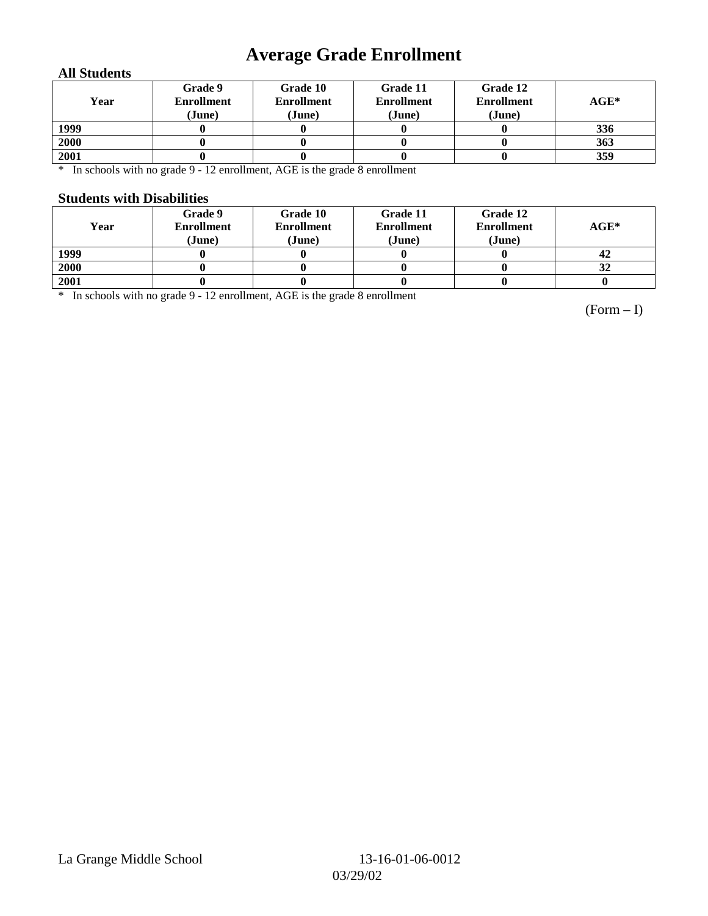# Average Grade Enrollment

### All Students

| Year | Grade 9 Enrollment (June) | Grade 10 Enrollment (June) | Grade 11 Enrollment (June) | Grade 12 Enrollment (June) | AGE* |
|---|---|---|---|---|---|
| 1999 | 0 | 0 | 0 | 0 | 336 |
| 2000 | 0 | 0 | 0 | 0 | 363 |
| 2001 | 0 | 0 | 0 | 0 | 359 |

\* In schools with no grade 9 - 12 enrollment, AGE is the grade 8 enrollment

### Students with Disabilities

| Year | Grade 9 Enrollment (June) | Grade 10 Enrollment (June) | Grade 11 Enrollment (June) | Grade 12 Enrollment (June) | AGE* |
|---|---|---|---|---|---|
| 1999 | 0 | 0 | 0 | 0 | 42 |
| 2000 | 0 | 0 | 0 | 0 | 32 |
| 2001 | 0 | 0 | 0 | 0 | 0 |

\* In schools with no grade 9 - 12 enrollment, AGE is the grade 8 enrollment

(Form – I)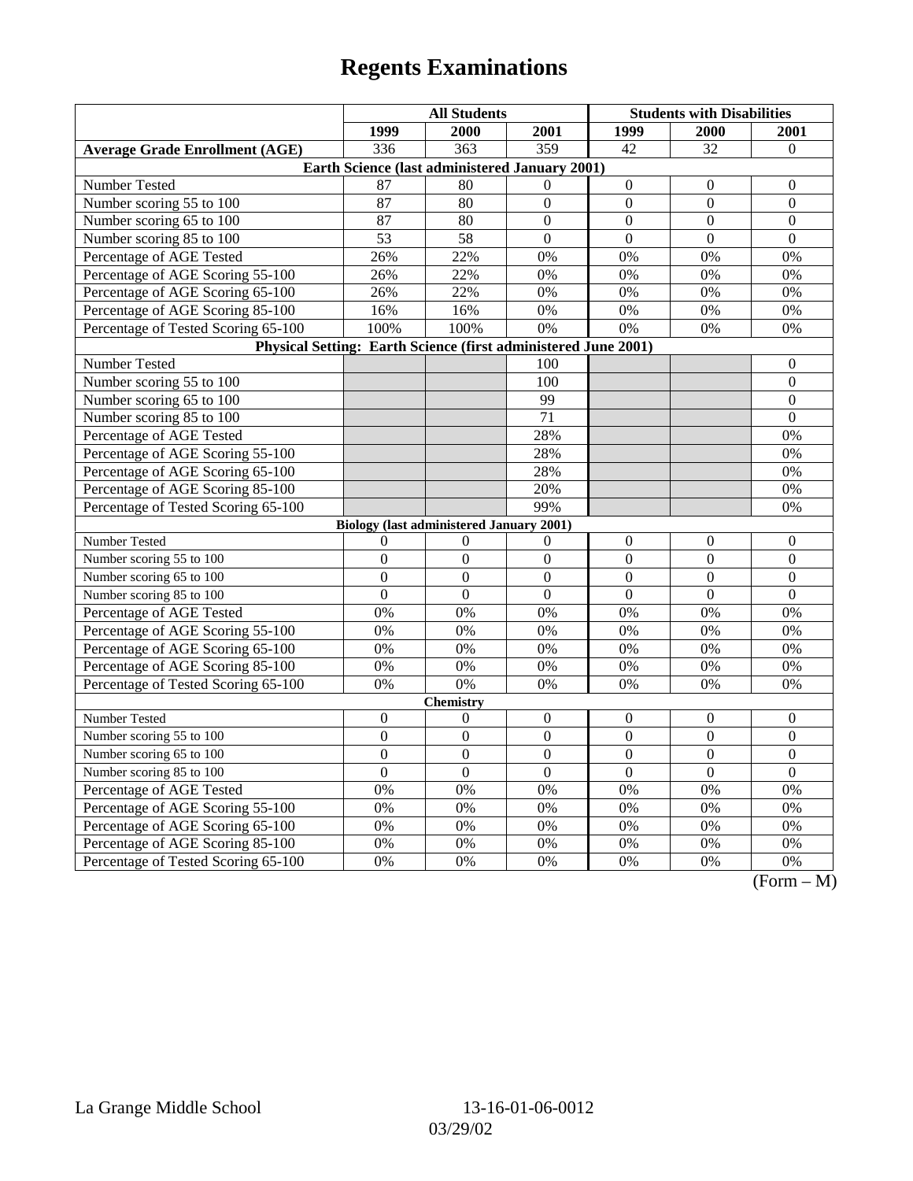# Regents Examinations

| | All Students | | | Students with Disabilities | | |
|---|---|---|---|---|---|---|
| | 1999 | 2000 | 2001 | 1999 | 2000 | 2001 |
| **Average Grade Enrollment (AGE)** | 336 | 363 | 359 | 42 | 32 | 0 |
| **Earth Science (last administered January 2001)** | | | | | | |
| Number Tested | 87 | 80 | 0 | 0 | 0 | 0 |
| Number scoring 55 to 100 | 87 | 80 | 0 | 0 | 0 | 0 |
| Number scoring 65 to 100 | 87 | 80 | 0 | 0 | 0 | 0 |
| Number scoring 85 to 100 | 53 | 58 | 0 | 0 | 0 | 0 |
| Percentage of AGE Tested | 26% | 22% | 0% | 0% | 0% | 0% |
| Percentage of AGE Scoring 55-100 | 26% | 22% | 0% | 0% | 0% | 0% |
| Percentage of AGE Scoring 65-100 | 26% | 22% | 0% | 0% | 0% | 0% |
| Percentage of AGE Scoring 85-100 | 16% | 16% | 0% | 0% | 0% | 0% |
| Percentage of Tested Scoring 65-100 | 100% | 100% | 0% | 0% | 0% | 0% |
| **Physical Setting: Earth Science (first administered June 2001)** | | | | | | |
| Number Tested | | | 100 | | | 0 |
| Number scoring 55 to 100 | | | 100 | | | 0 |
| Number scoring 65 to 100 | | | 99 | | | 0 |
| Number scoring 85 to 100 | | | 71 | | | 0 |
| Percentage of AGE Tested | | | 28% | | | 0% |
| Percentage of AGE Scoring 55-100 | | | 28% | | | 0% |
| Percentage of AGE Scoring 65-100 | | | 28% | | | 0% |
| Percentage of AGE Scoring 85-100 | | | 20% | | | 0% |
| Percentage of Tested Scoring 65-100 | | | 99% | | | 0% |
| **Biology (last administered January 2001)** | | | | | | |
| Number Tested | 0 | 0 | 0 | 0 | 0 | 0 |
| Number scoring 55 to 100 | 0 | 0 | 0 | 0 | 0 | 0 |
| Number scoring 65 to 100 | 0 | 0 | 0 | 0 | 0 | 0 |
| Number scoring 85 to 100 | 0 | 0 | 0 | 0 | 0 | 0 |
| Percentage of AGE Tested | 0% | 0% | 0% | 0% | 0% | 0% |
| Percentage of AGE Scoring 55-100 | 0% | 0% | 0% | 0% | 0% | 0% |
| Percentage of AGE Scoring 65-100 | 0% | 0% | 0% | 0% | 0% | 0% |
| Percentage of AGE Scoring 85-100 | 0% | 0% | 0% | 0% | 0% | 0% |
| Percentage of Tested Scoring 65-100 | 0% | 0% | 0% | 0% | 0% | 0% |
| **Chemistry** | | | | | | |
| Number Tested | 0 | 0 | 0 | 0 | 0 | 0 |
| Number scoring 55 to 100 | 0 | 0 | 0 | 0 | 0 | 0 |
| Number scoring 65 to 100 | 0 | 0 | 0 | 0 | 0 | 0 |
| Number scoring 85 to 100 | 0 | 0 | 0 | 0 | 0 | 0 |
| Percentage of AGE Tested | 0% | 0% | 0% | 0% | 0% | 0% |
| Percentage of AGE Scoring 55-100 | 0% | 0% | 0% | 0% | 0% | 0% |
| Percentage of AGE Scoring 65-100 | 0% | 0% | 0% | 0% | 0% | 0% |
| Percentage of AGE Scoring 85-100 | 0% | 0% | 0% | 0% | 0% | 0% |
| Percentage of Tested Scoring 65-100 | 0% | 0% | 0% | 0% | 0% | 0% |

(Form – M)

La Grange Middle School 13-16-01-06-0012

03/29/02